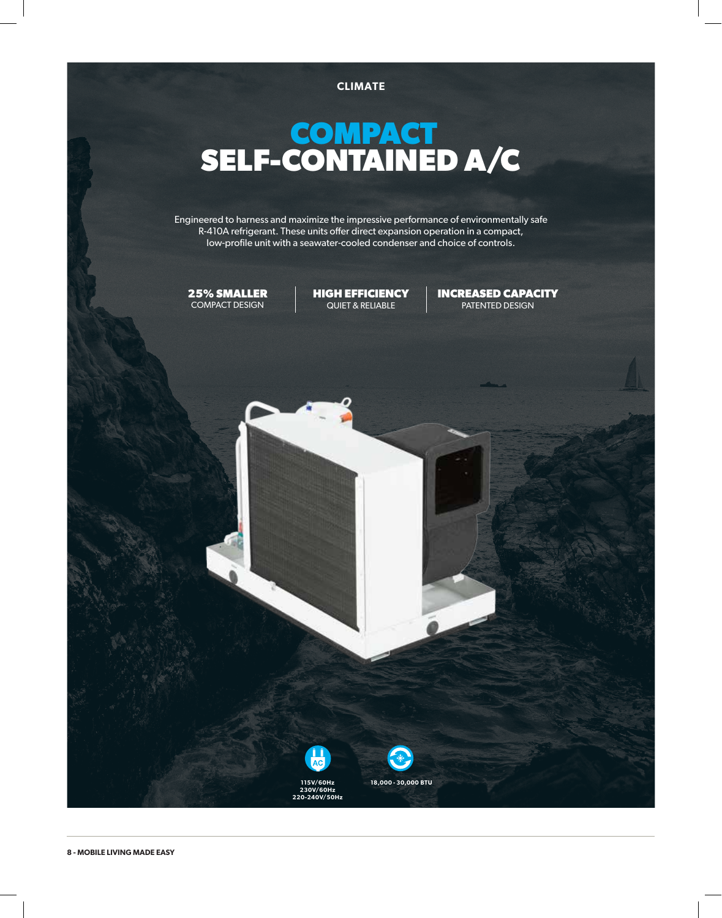CLIMATE

# COMPACT SELF-CONTAINED A/C

Engineered to harness and maximize the impressive performance of environmentally safe R-410A refrigerant. These units offer direct expansion operation in a compact, low-profile unit with a seawater-cooled condenser and choice of controls.

**25% SMALLER**
COMPACT DESIGN

**HIGH EFFICIENCY**
QUIET & RELIABLE

**INCREASED CAPACITY**
PATENTED DESIGN

115V/60Hz
230V/60Hz
220-240V/50Hz

18,000 - 30,000 BTU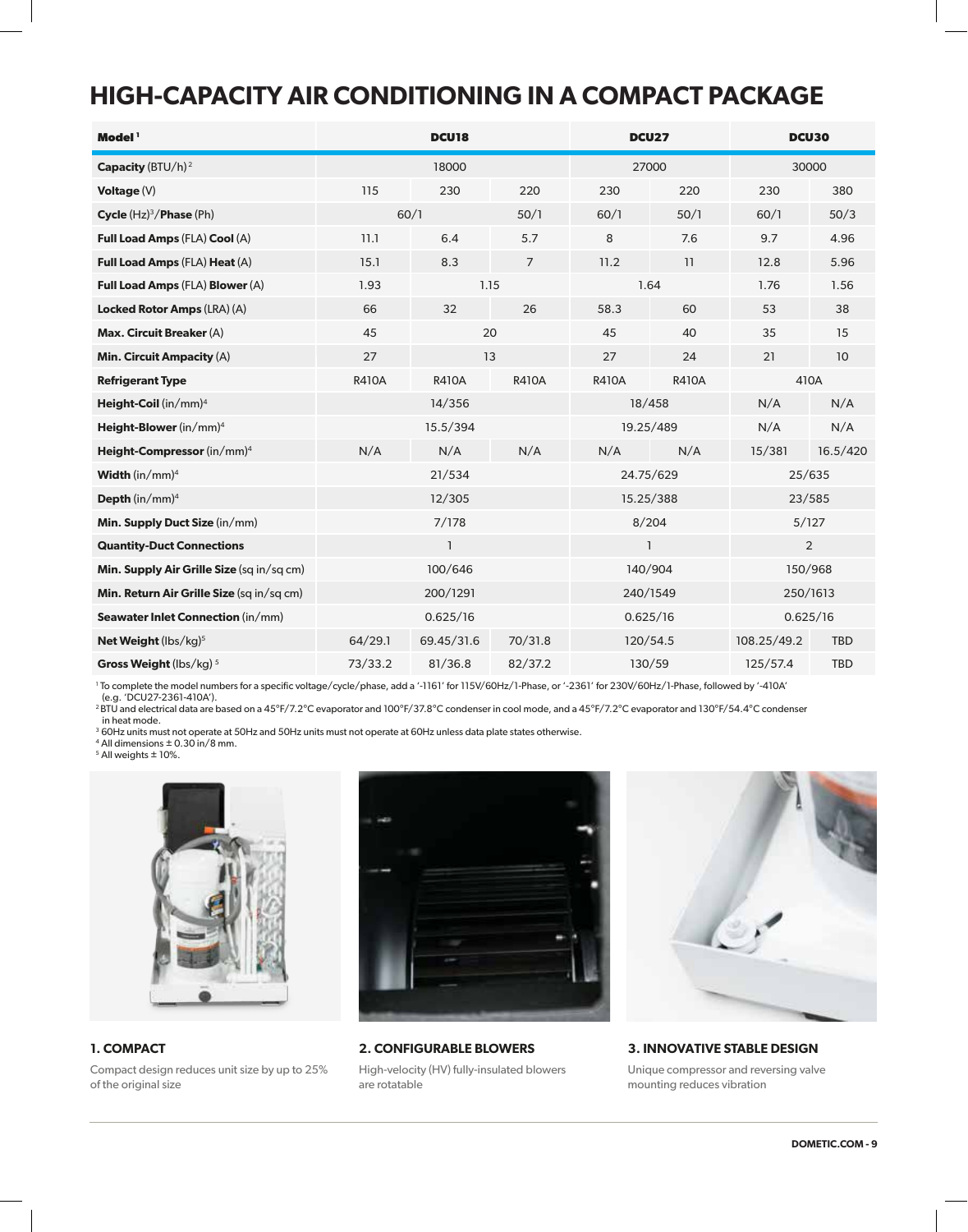# HIGH-CAPACITY AIR CONDITIONING IN A COMPACT PACKAGE

| Model [1] | DCU18 | | | DCU27 | | DCU30 | |
|---|---|---|---|---|---|---|---|
| **Capacity** (BTU/h) [2] | 18000 | | | 27000 | | 30000 | |
| **Voltage** (V) | 115 | 230 | 220 | 230 | 220 | 230 | 380 |
| **Cycle** (Hz)[3]/**Phase** (Ph) | 60/1 | | 50/1 | 60/1 | 50/1 | 60/1 | 50/3 |
| **Full Load Amps** (FLA) **Cool** (A) | 11.1 | 6.4 | 5.7 | 8 | 7.6 | 9.7 | 4.96 |
| **Full Load Amps** (FLA) **Heat** (A) | 15.1 | 8.3 | 7 | 11.2 | 11 | 12.8 | 5.96 |
| **Full Load Amps** (FLA) **Blower** (A) | 1.93 | 1.15 | | 1.64 | | 1.76 | 1.56 |
| **Locked Rotor Amps** (LRA) (A) | 66 | 32 | 26 | 58.3 | 60 | 53 | 38 |
| **Max. Circuit Breaker** (A) | 45 | 20 | | 45 | 40 | 35 | 15 |
| **Min. Circuit Ampacity** (A) | 27 | 13 | | 27 | 24 | 21 | 10 |
| **Refrigerant Type** | R410A | R410A | R410A | R410A | R410A | 410A | |
| **Height-Coil** (in/mm)[4] | 14/356 | | | 18/458 | | N/A | N/A |
| **Height-Blower** (in/mm)[4] | 15.5/394 | | | 19.25/489 | | N/A | N/A |
| **Height-Compressor** (in/mm)[4] | N/A | N/A | N/A | N/A | N/A | 15/381 | 16.5/420 |
| **Width** (in/mm)[4] | 21/534 | | | 24.75/629 | | 25/635 | |
| **Depth** (in/mm)[4] | 12/305 | | | 15.25/388 | | 23/585 | |
| **Min. Supply Duct Size** (in/mm) | 7/178 | | | 8/204 | | 5/127 | |
| **Quantity-Duct Connections** | 1 | | | 1 | | 2 | |
| **Min. Supply Air Grille Size** (sq in/sq cm) | 100/646 | | | 140/904 | | 150/968 | |
| **Min. Return Air Grille Size** (sq in/sq cm) | 200/1291 | | | 240/1549 | | 250/1613 | |
| **Seawater Inlet Connection** (in/mm) | 0.625/16 | | | 0.625/16 | | 0.625/16 | |
| **Net Weight** (lbs/kg)[5] | 64/29.1 | 69.45/31.6 | 70/31.8 | 120/54.5 | | 108.25/49.2 | TBD |
| **Gross Weight** (lbs/kg) [5] | 73/33.2 | 81/36.8 | 82/37.2 | 130/59 | | 125/57.4 | TBD |

[1] To complete the model numbers for a specific voltage/cycle/phase, add a '-1161' for 115V/60Hz/1-Phase, or '-2361' for 230V/60Hz/1-Phase, followed by '-410A' (e.g. 'DCU27-2361-410A').
[2] BTU and electrical data are based on a 45°F/7.2°C evaporator and 100°F/37.8°C condenser in cool mode, and a 45°F/7.2°C evaporator and 130°F/54.4°C condenser in heat mode.
[3] 60Hz units must not operate at 50Hz and 50Hz units must not operate at 60Hz unless data plate states otherwise.
[4] All dimensions ± 0.30 in/8 mm.
[5] All weights ± 10%.

### 1. COMPACT

Compact design reduces unit size by up to 25% of the original size

### 2. CONFIGURABLE BLOWERS

High-velocity (HV) fully-insulated blowers are rotatable

### 3. INNOVATIVE STABLE DESIGN

Unique compressor and reversing valve mounting reduces vibration